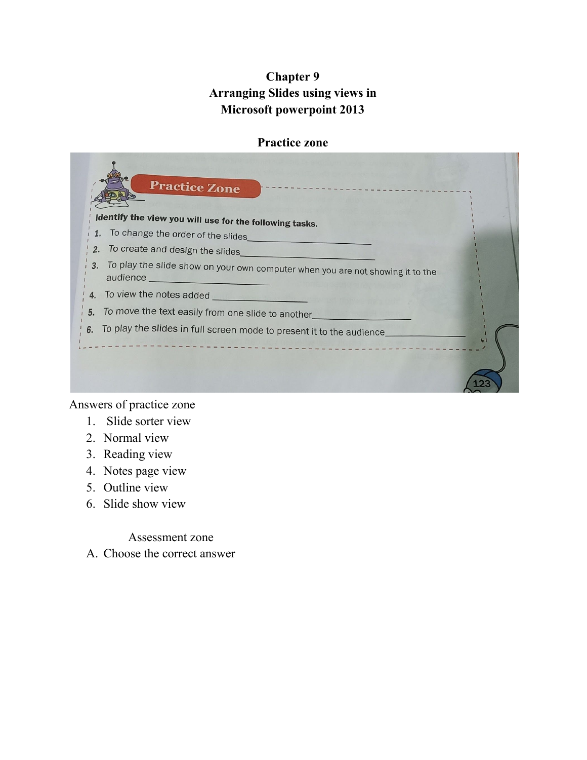# Chapter 9
# Arranging Slides using views in Microsoft powerpoint 2013

## Practice zone

**Practice Zone**

**Identify the view you will use for the following tasks.**

1. To change the order of the slides\_\_\_\_\_\_\_\_\_\_\_\_\_\_\_\_\_\_\_\_
2. To create and design the slides\_\_\_\_\_\_\_\_\_\_\_\_\_\_\_\_\_\_\_\_
3. To play the slide show on your own computer when you are not showing it to the audience \_\_\_\_\_\_\_\_\_\_\_\_\_\_\_\_\_\_\_\_
4. To view the notes added \_\_\_\_\_\_\_\_\_\_\_\_\_\_\_
5. To move the text easily from one slide to another\_\_\_\_\_\_\_\_\_\_\_\_\_\_\_\_
6. To play the slides in full screen mode to present it to the audience\_\_\_\_\_\_\_\_\_\_\_\_\_\_

Answers of practice zone

1. Slide sorter view
2. Normal view
3. Reading view
4. Notes page view
5. Outline view
6. Slide show view

Assessment zone

A. Choose the correct answer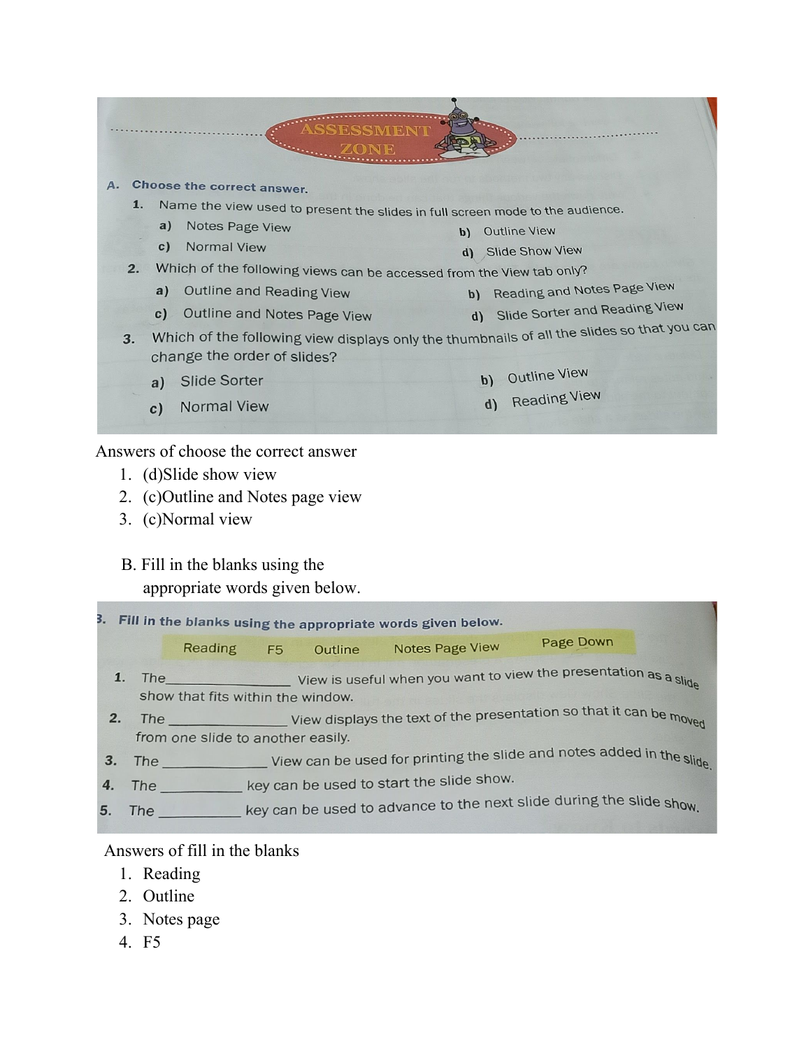# ASSESSMENT ZONE

**A. Choose the correct answer.**

1. Name the view used to present the slides in full screen mode to the audience.
   - a) Notes Page View
   - b) Outline View
   - c) Normal View
   - d) Slide Show View
2. Which of the following views can be accessed from the View tab only?
   - a) Outline and Reading View
   - b) Reading and Notes Page View
   - c) Outline and Notes Page View
   - d) Slide Sorter and Reading View
3. Which of the following view displays only the thumbnails of all the slides so that you can change the order of slides?
   - a) Slide Sorter
   - b) Outline View
   - c) Normal View
   - d) Reading View

Answers of choose the correct answer

1. (d)Slide show view
2. (c)Outline and Notes page view
3. (c)Normal view

B. Fill in the blanks using the appropriate words given below.

**B. Fill in the blanks using the appropriate words given below.**

Reading | F5 | Outline | Notes Page View | Page Down

1. The__________ View is useful when you want to view the presentation as a slide show that fits within the window.
2. The __________ View displays the text of the presentation so that it can be moved from one slide to another easily.
3. The __________ View can be used for printing the slide and notes added in the slide.
4. The __________ key can be used to start the slide show.
5. The __________ key can be used to advance to the next slide during the slide show.

Answers of fill in the blanks

1. Reading
2. Outline
3. Notes page
4. F5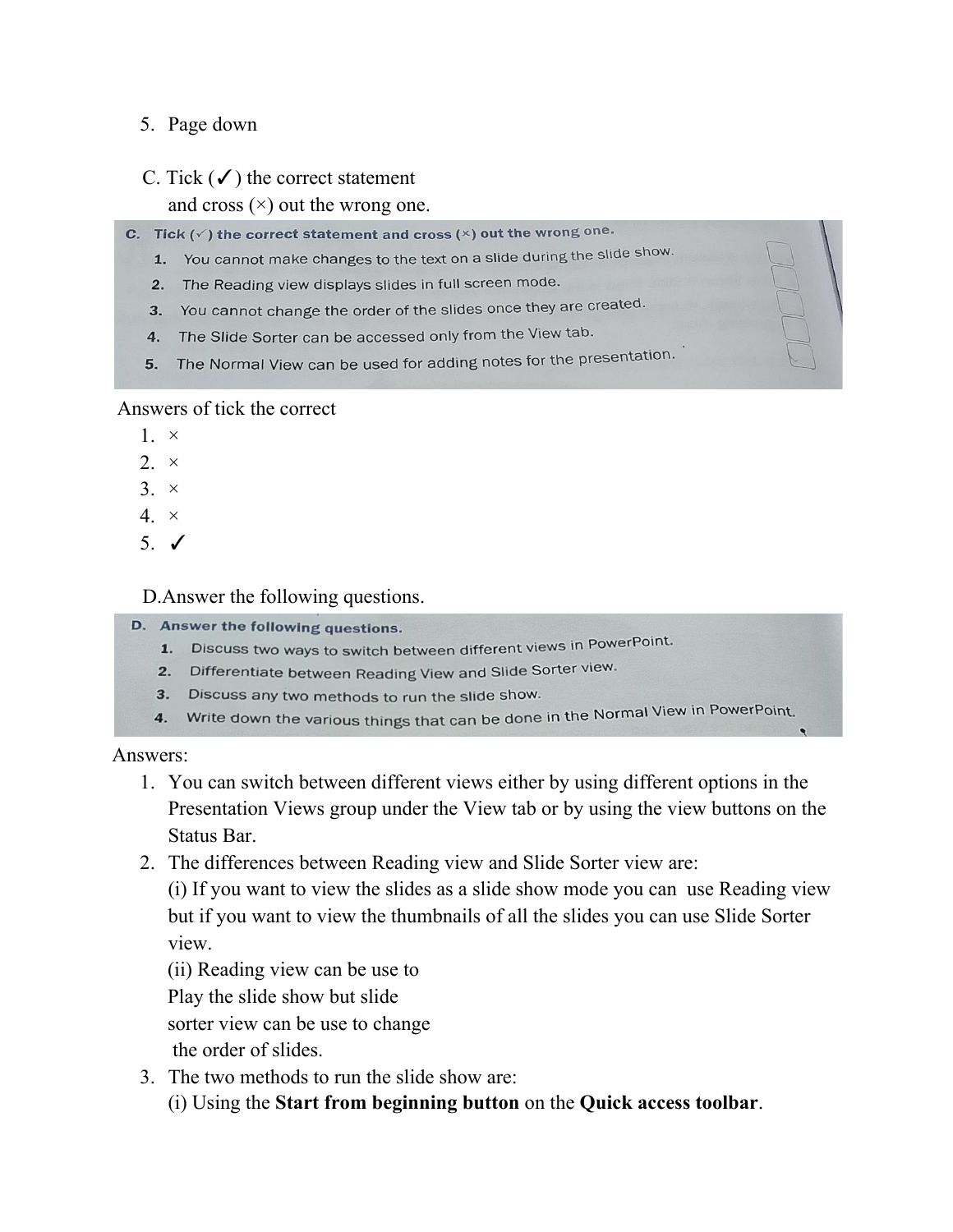5. Page down

C. Tick (✓) the correct statement
   and cross (×) out the wrong one.

C. Tick (✓) the correct statement and cross (×) out the wrong one.

1. You cannot make changes to the text on a slide during the slide show.
2. The Reading view displays slides in full screen mode.
3. You cannot change the order of the slides once they are created.
4. The Slide Sorter can be accessed only from the View tab.
5. The Normal View can be used for adding notes for the presentation.

Answers of tick the correct

1. ×
2. ×
3. ×
4. ×
5. ✓

D.Answer the following questions.

D. Answer the following questions.

1. Discuss two ways to switch between different views in PowerPoint.
2. Differentiate between Reading View and Slide Sorter view.
3. Discuss any two methods to run the slide show.
4. Write down the various things that can be done in the Normal View in PowerPoint.

Answers:

1. You can switch between different views either by using different options in the Presentation Views group under the View tab or by using the view buttons on the Status Bar.
2. The differences between Reading view and Slide Sorter view are:
   (i) If you want to view the slides as a slide show mode you can use Reading view but if you want to view the thumbnails of all the slides you can use Slide Sorter view.
   (ii) Reading view can be use to
   Play the slide show but slide
   sorter view can be use to change
   the order of slides.
3. The two methods to run the slide show are:
   (i) Using the **Start from beginning button** on the **Quick access toolbar**.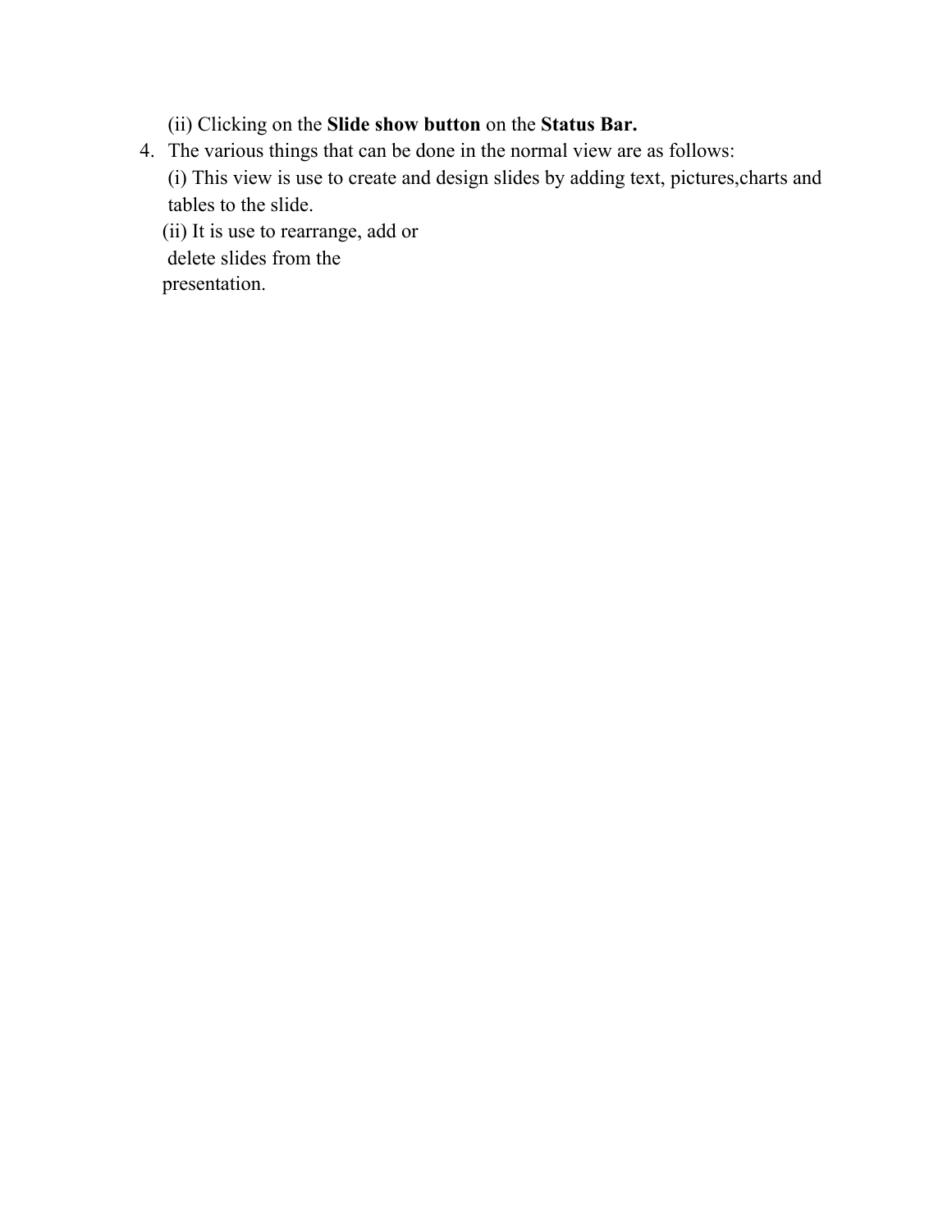(ii) Clicking on the **Slide show button** on the **Status Bar.**

4. The various things that can be done in the normal view are as follows:
   (i) This view is use to create and design slides by adding text, pictures,charts and tables to the slide.
   (ii) It is use to rearrange, add or delete slides from the presentation.